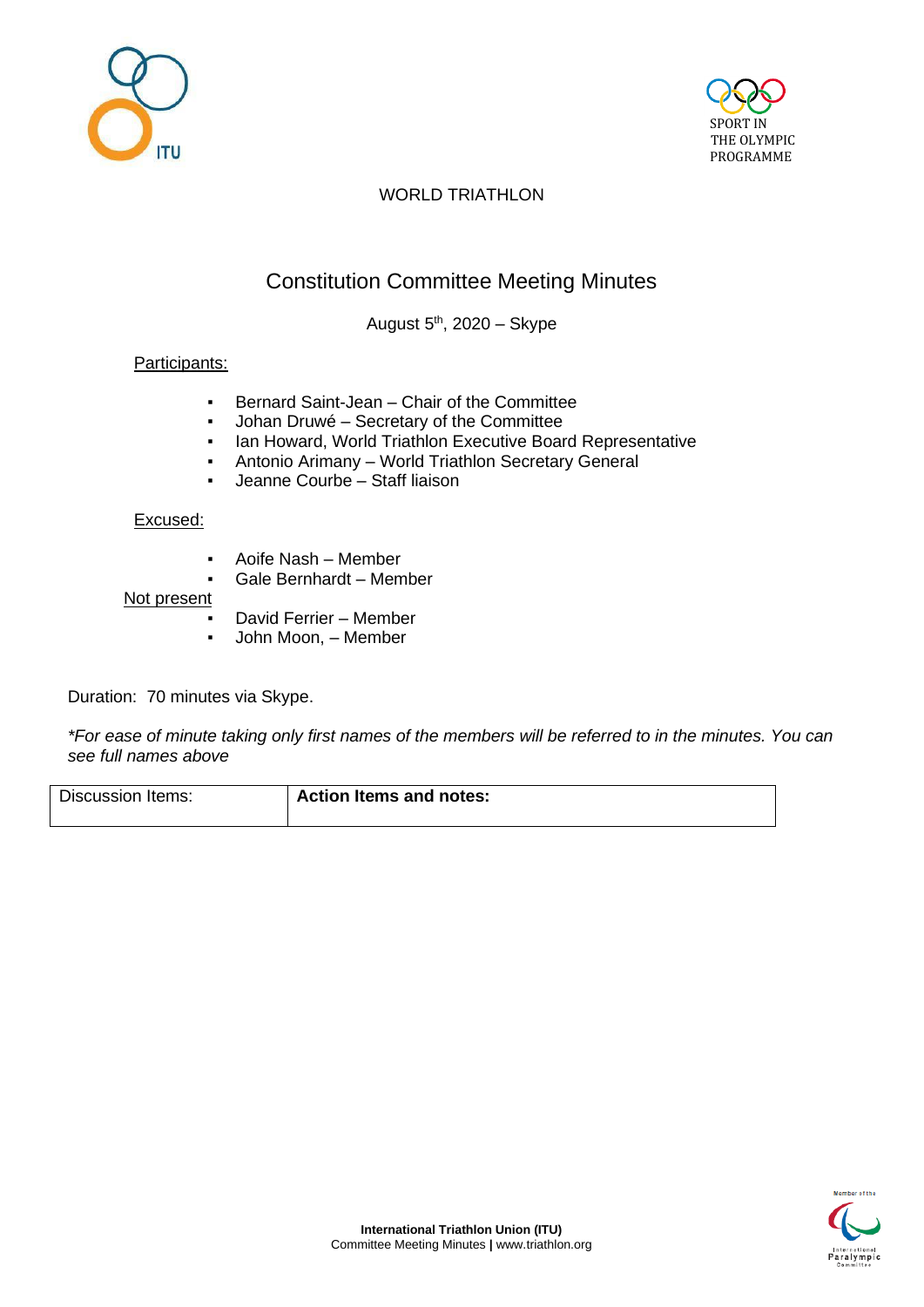WORLD TRIATHLON

# Constitution Committee Meeting Minutes

August 5th, 2020 – Skype

Participants:

- Bernard Saint-Jean – Chair of the Committee
- Johan Druwé – Secretary of the Committee
- Ian Howard, World Triathlon Executive Board Representative
- Antonio Arimany – World Triathlon Secretary General
- Jeanne Courbe – Staff liaison

Excused:

- Aoife Nash – Member
- Gale Bernhardt – Member

Not present

- David Ferrier – Member
- John Moon, – Member

Duration: 70 minutes via Skype.

*\*For ease of minute taking only first names of the members will be referred to in the minutes. You can see full names above*

| Discussion Items: | **Action Items and notes:** |
| --- | --- |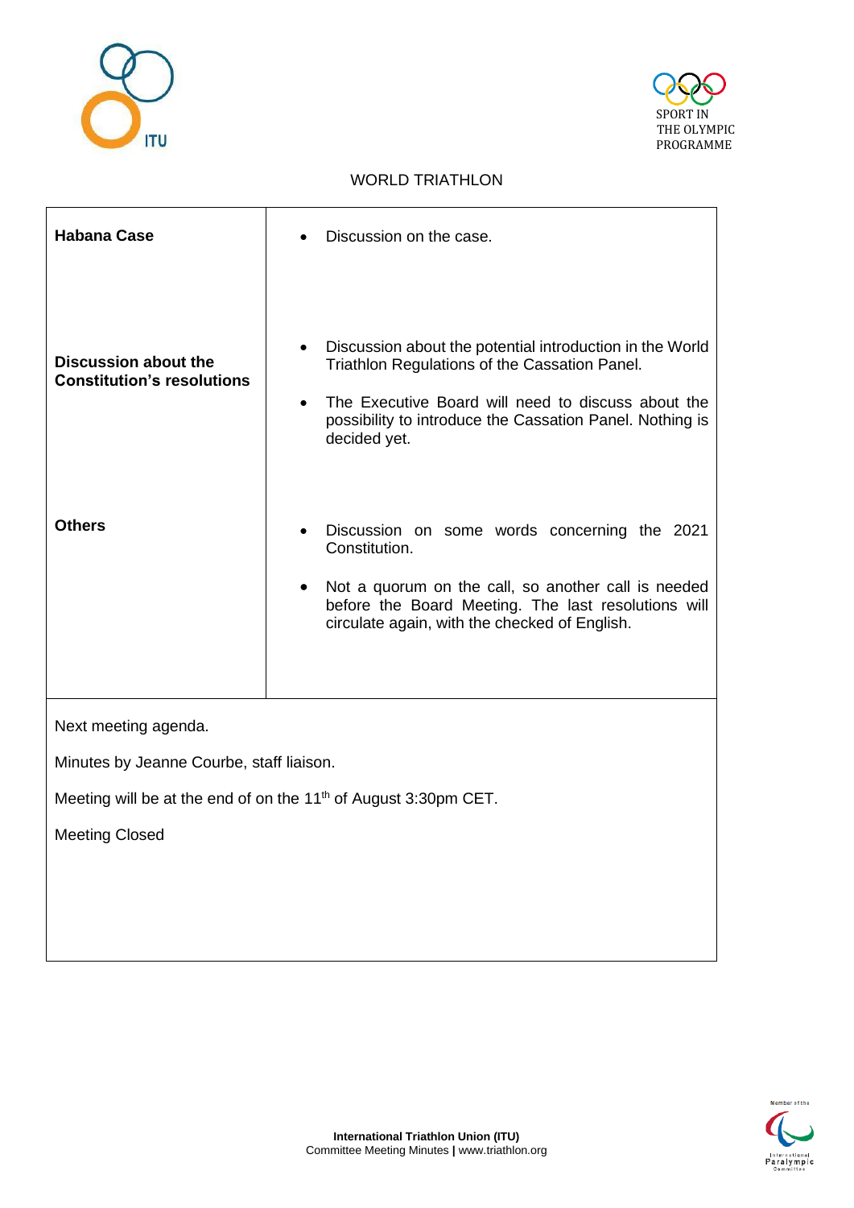WORLD TRIATHLON

| | |
|---|---|
| **Habana Case** | • Discussion on the case. |
| **Discussion about the Constitution's resolutions** | • Discussion about the potential introduction in the World Triathlon Regulations of the Cassation Panel.<br>• The Executive Board will need to discuss about the possibility to introduce the Cassation Panel. Nothing is decided yet. |
| **Others** | • Discussion on some words concerning the 2021 Constitution.<br>• Not a quorum on the call, so another call is needed before the Board Meeting. The last resolutions will circulate again, with the checked of English. |

Next meeting agenda.

Minutes by Jeanne Courbe, staff liaison.

Meeting will be at the end of on the 11th of August 3:30pm CET.

Meeting Closed